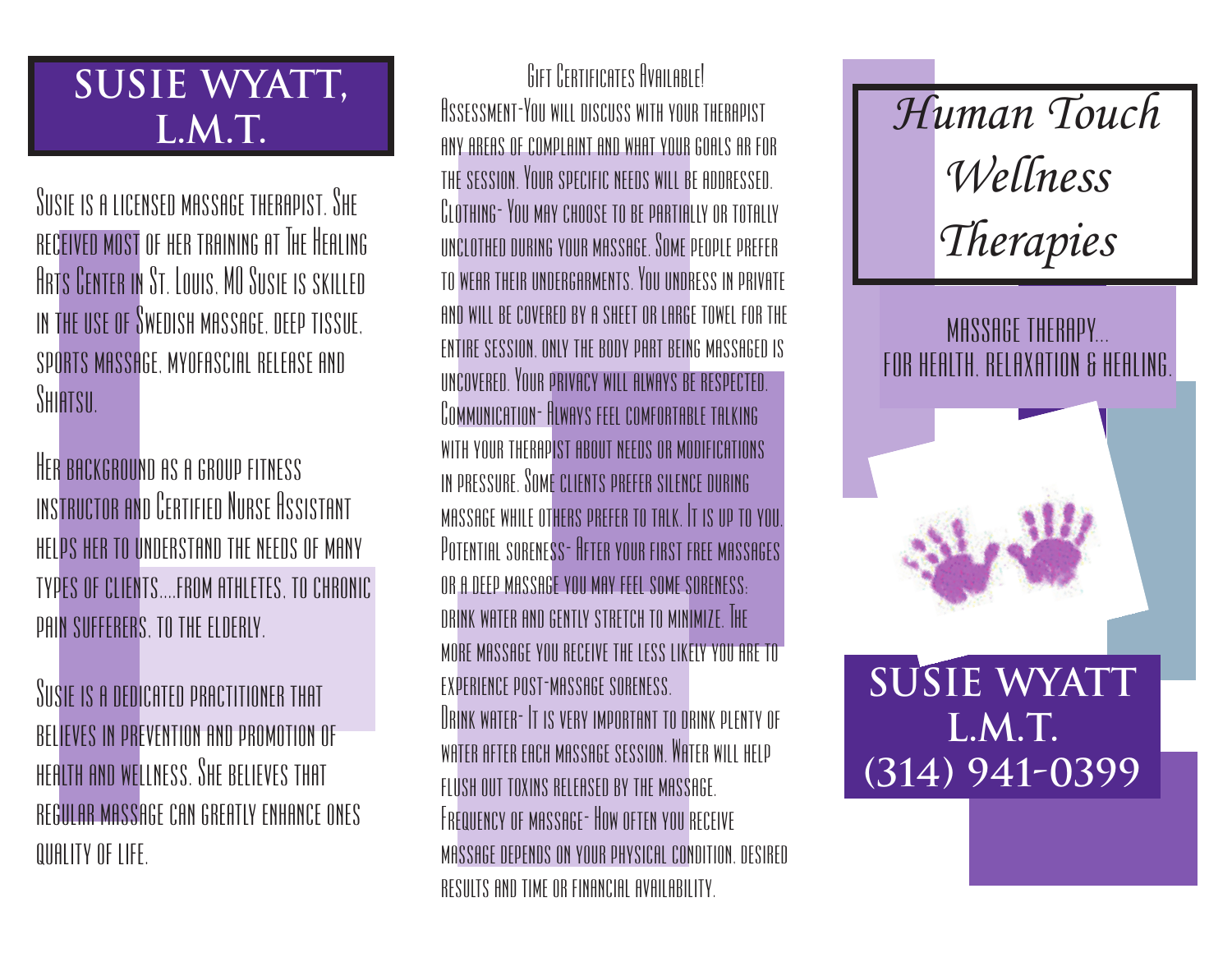# SUSIE WYATT, L.M.T.

Susie is a licensed massage therapist. She received most of her training at The Healing Arts Center in St. Louis, MO Susie is skilled in the use of Swedish massage, deep tissue, sports massage, myofascial release and Shiatsu.

Her background as a group fitness instructor and Certified Nurse Assistant helps her to understand the needs of many types of clients....from athletes, to chronic pain sufferers, to the elderly.

Susie is a dedicated practitioner that believes in prevention and promotion of health and wellness. She believes that regular massage can greatly enhance ones quality of life.

Gift Certificates Available!

Assessment-You will discuss with your therapist any areas of complaint and what your goals ar for the session. Your specific needs will be addressed.

Clothing- You may choose to be partially or totally unclothed during your massage. Some people prefer to wear their undergarments. You undress in private and will be covered by a sheet or large towel for the entire session. only the body part being massaged is uncovered. Your privacy will always be respected.

Communication- Always feel comfortable talking with your therapist about needs or modifications in pressure. Some clients prefer silence during massage while others prefer to talk. It is up to you.

Potential soreness- After your first free massages or a deep massage you may feel some soreness: drink water and gently stretch to minimize. The more massage you receive the less likely you are to experience post-massage soreness.

Drink water- It is very important to drink plenty of water after each massage session. Water will help flush out toxins released by the massage.

Frequency of massage- How often you receive massage depends on your physical condition, desired results and time or financial availability.

# *Human Touch Wellness Therapies*

MASSAGE THERAPY...
FOR HEALTH, RELAXATION & HEALING.

**SUSIE WYATT L.M.T.**
**(314) 941-0399**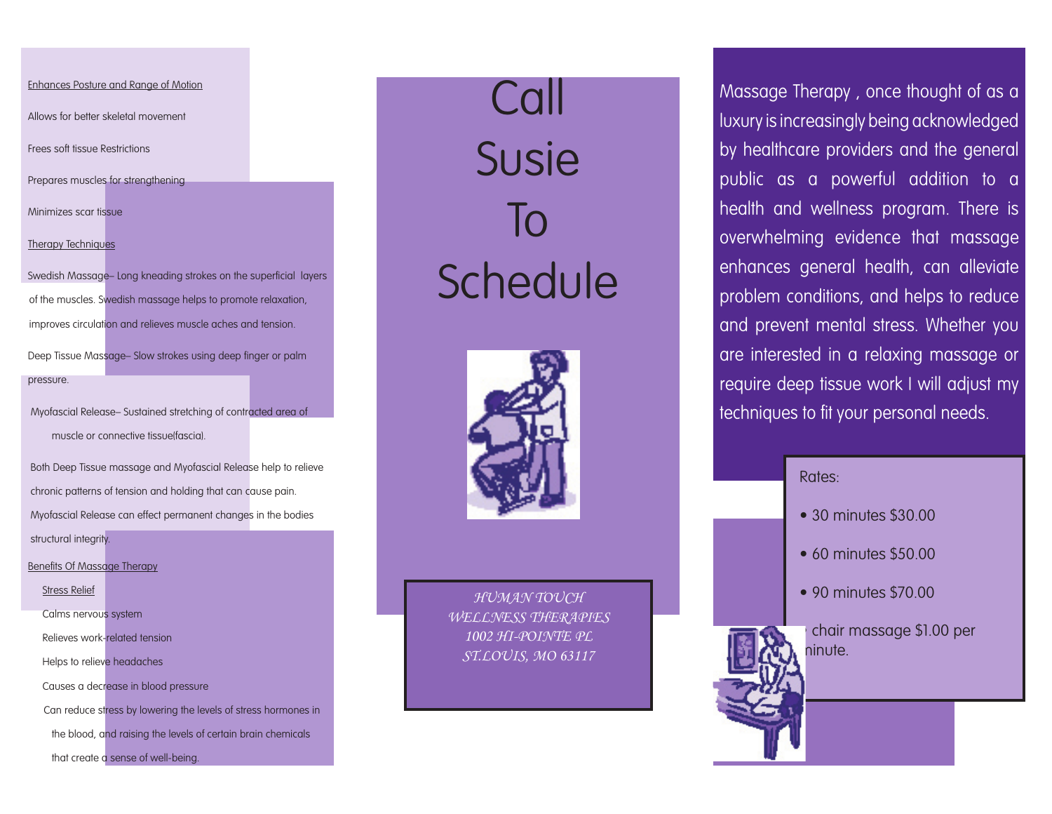Enhances Posture and Range of Motion

Allows for better skeletal movement

Frees soft tissue Restrictions

Prepares muscles for strengthening

Minimizes scar tissue

Therapy Techniques

Swedish Massage– Long kneading strokes on the superficial layers of the muscles. Swedish massage helps to promote relaxation, improves circulation and relieves muscle aches and tension.

Deep Tissue Massage– Slow strokes using deep finger or palm pressure.

Myofascial Release– Sustained stretching of contracted area of muscle or connective tissue(fascia).

Both Deep Tissue massage and Myofascial Release help to relieve chronic patterns of tension and holding that can cause pain. Myofascial Release can effect permanent changes in the bodies structural integrity.

Benefits Of Massage Therapy

Stress Relief

Calms nervous system

Relieves work-related tension

Helps to relieve headaches

Causes a decrease in blood pressure

Can reduce stress by lowering the levels of stress hormones in the blood, and raising the levels of certain brain chemicals that create a sense of well-being.

# Call Susie To Schedule

*HUMAN TOUCH*
*WELLNESS THERAPIES*
*1002 HI-POINTE PL*
*ST.LOUIS, MO 63117*

Massage Therapy , once thought of as a luxury is increasingly being acknowledged by healthcare providers and the general public as a powerful addition to a health and wellness program. There is overwhelming evidence that massage enhances general health, can alleviate problem conditions, and helps to reduce and prevent mental stress. Whether you are interested in a relaxing massage or require deep tissue work I will adjust my techniques to fit your personal needs.

Rates:

- 30 minutes $30.00
- 60 minutes $50.00
- 90 minutes $70.00
- chair massage $1.00 per minute.